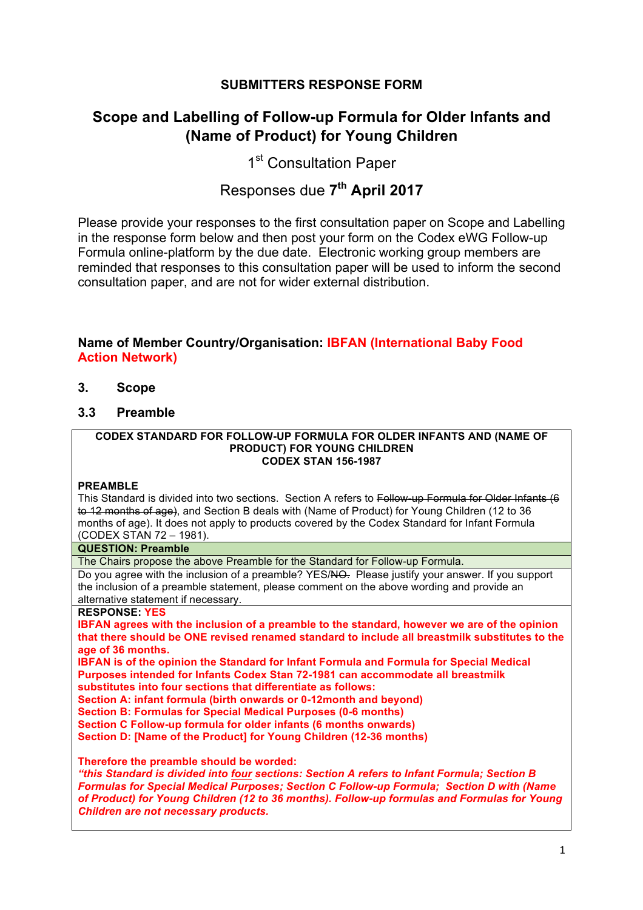**SUBMITTERS RESPONSE FORM**

# Scope and Labelling of Follow-up Formula for Older Infants and (Name of Product) for Young Children

1st Consultation Paper

Responses due **7th April 2017**

Please provide your responses to the first consultation paper on Scope and Labelling in the response form below and then post your form on the Codex eWG Follow-up Formula online-platform by the due date. Electronic working group members are reminded that responses to this consultation paper will be used to inform the second consultation paper, and are not for wider external distribution.

**Name of Member Country/Organisation: IBFAN (International Baby Food Action Network)**

## 3. Scope

### 3.3 Preamble

**CODEX STANDARD FOR FOLLOW-UP FORMULA FOR OLDER INFANTS AND (NAME OF PRODUCT) FOR YOUNG CHILDREN**
**CODEX STAN 156-1987**

**PREAMBLE**

This Standard is divided into two sections. Section A refers to ~~Follow-up Formula for Older Infants (6 to 12 months of age)~~, and Section B deals with (Name of Product) for Young Children (12 to 36 months of age). It does not apply to products covered by the Codex Standard for Infant Formula (CODEX STAN 72 – 1981).

**QUESTION: Preamble**

The Chairs propose the above Preamble for the Standard for Follow-up Formula.

Do you agree with the inclusion of a preamble? YES/~~NO.~~ Please justify your answer. If you support the inclusion of a preamble statement, please comment on the above wording and provide an alternative statement if necessary.

**RESPONSE: YES**

**IBFAN agrees with the inclusion of a preamble to the standard, however we are of the opinion that there should be ONE revised renamed standard to include all breastmilk substitutes to the age of 36 months.**

**IBFAN is of the opinion the Standard for Infant Formula and Formula for Special Medical Purposes intended for Infants Codex Stan 72-1981 can accommodate all breastmilk substitutes into four sections that differentiate as follows:**

**Section A: infant formula (birth onwards or 0-12month and beyond)**
**Section B: Formulas for Special Medical Purposes (0-6 months)**
**Section C Follow-up formula for older infants (6 months onwards)**
**Section D: [Name of the Product] for Young Children (12-36 months)**

**Therefore the preamble should be worded:**

***"this Standard is divided into <u>four</u> sections: Section A refers to Infant Formula; Section B Formulas for Special Medical Purposes; Section C Follow-up Formula; Section D with (Name of Product) for Young Children (12 to 36 months). Follow-up formulas and Formulas for Young Children are not necessary products.***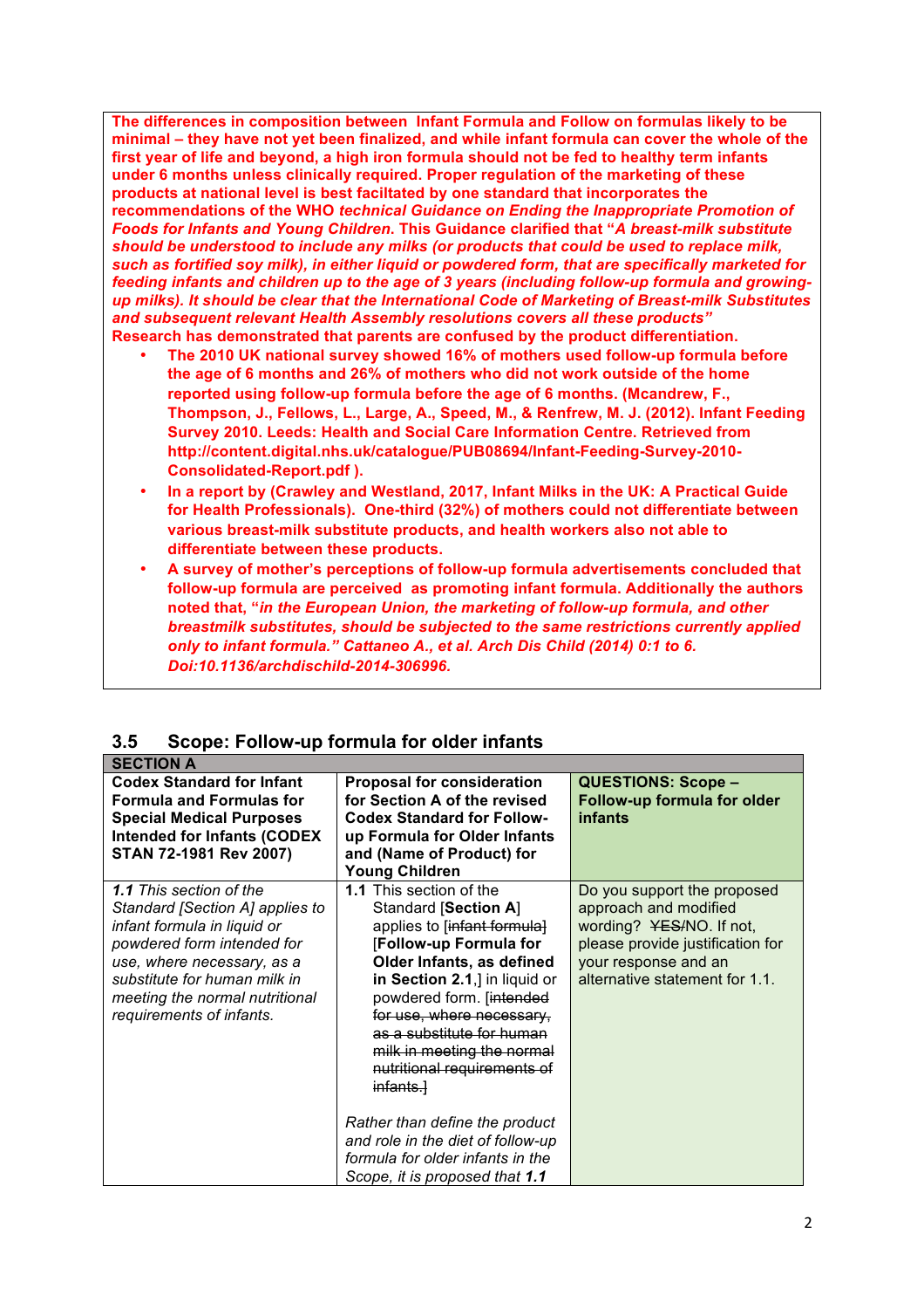**The differences in composition between Infant Formula and Follow on formulas likely to be minimal – they have not yet been finalized, and while infant formula can cover the whole of the first year of life and beyond, a high iron formula should not be fed to healthy term infants under 6 months unless clinically required. Proper regulation of the marketing of these products at national level is best faciltated by one standard that incorporates the recommendations of the WHO *technical Guidance on Ending the Inappropriate Promotion of Foods for Infants and Young Children*. This Guidance clarified that "*A breast-milk substitute should be understood to include any milks (or products that could be used to replace milk, such as fortified soy milk), in either liquid or powdered form, that are specifically marketed for feeding infants and children up to the age of 3 years (including follow-up formula and growing-up milks). It should be clear that the International Code of Marketing of Breast-milk Substitutes and subsequent relevant Health Assembly resolutions covers all these products"***

**Research has demonstrated that parents are confused by the product differentiation.**

- **The 2010 UK national survey showed 16% of mothers used follow-up formula before the age of 6 months and 26% of mothers who did not work outside of the home reported using follow-up formula before the age of 6 months. (Mcandrew, F., Thompson, J., Fellows, L., Large, A., Speed, M., & Renfrew, M. J. (2012). Infant Feeding Survey 2010. Leeds: Health and Social Care Information Centre. Retrieved from http://content.digital.nhs.uk/catalogue/PUB08694/Infant-Feeding-Survey-2010-Consolidated-Report.pdf ).**
- **In a report by (Crawley and Westland, 2017, Infant Milks in the UK: A Practical Guide for Health Professionals). One-third (32%) of mothers could not differentiate between various breast-milk substitute products, and health workers also not able to differentiate between these products.**
- **A survey of mother's perceptions of follow-up formula advertisements concluded that follow-up formula are perceived as promoting infant formula. Additionally the authors noted that, "*in the European Union, the marketing of follow-up formula, and other breastmilk substitutes, should be subjected to the same restrictions currently applied only to infant formula." Cattaneo A., et al. Arch Dis Child (2014) 0:1 to 6. Doi:10.1136/archdischild-2014-306996.***

## 3.5 Scope: Follow-up formula for older infants

| **SECTION A** | | |
|---|---|---|
| **Codex Standard for Infant Formula and Formulas for Special Medical Purposes Intended for Infants (CODEX STAN 72-1981 Rev 2007)** | **Proposal for consideration for Section A of the revised Codex Standard for Follow-up Formula for Older Infants and (Name of Product) for Young Children** | **QUESTIONS: Scope – Follow-up formula for older infants** |
| ***1.1** This section of the Standard [Section A] applies to infant formula in liquid or powdered form intended for use, where necessary, as a substitute for human milk in meeting the normal nutritional requirements of infants.* | **1.1** This section of the Standard [**Section A**] applies to [~~infant formula~~] [**Follow-up Formula for Older Infants, as defined in Section 2.1**,] in liquid or powdered form. [~~intended for use, where necessary, as a substitute for human milk in meeting the normal nutritional requirements of infants.~~]<br><br>*Rather than define the product and role in the diet of follow-up formula for older infants in the Scope, it is proposed that **1.1*** | Do you support the proposed approach and modified wording? ~~YES~~/NO. If not, please provide justification for your response and an alternative statement for 1.1. |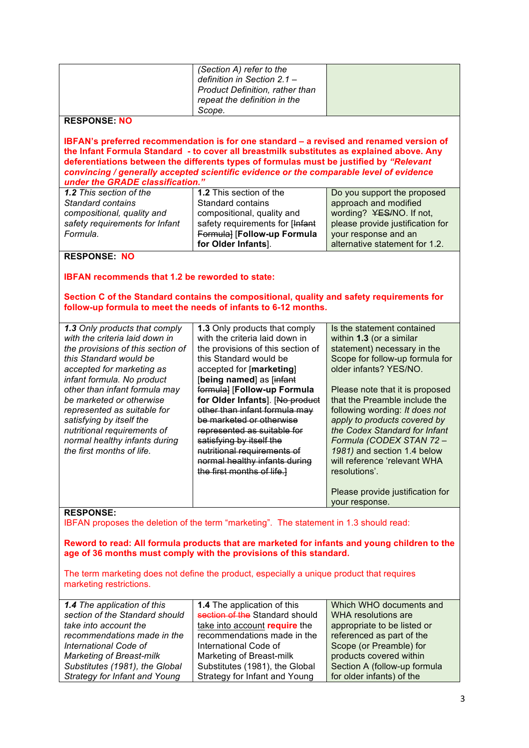| | *(Section A) refer to the definition in Section 2.1 – Product Definition, rather than repeat the definition in the Scope.* | |
|---|---|---|

**RESPONSE: NO**

**IBFAN's preferred recommendation is for one standard – a revised and renamed version of the Infant Formula Standard - to cover all breastmilk substitutes as explained above. Any deferentiations between the differents types of formulas must be justified by *"Relevant convincing / generally accepted scientific evidence or the comparable level of evidence under the GRADE classification."***

| *__1.2__ This section of the Standard contains compositional, quality and safety requirements for Infant Formula.* | **1.2** This section of the Standard contains compositional, quality and safety requirements for [~~Infant Formula~~] [**Follow-up Formula for Older Infants**]. | Do you support the proposed approach and modified wording? ~~YES~~/NO. If not, please provide justification for your response and an alternative statement for 1.2. |
|---|---|---|

**RESPONSE: NO**

**IBFAN recommends that 1.2 be reworded to state:**

**Section C of the Standard contains the compositional, quality and safety requirements for follow-up formula to meet the needs of infants to 6-12 months.**

| *__1.3__ Only products that comply with the criteria laid down in the provisions of this section of this Standard would be accepted for marketing as infant formula. No product other than infant formula may be marketed or otherwise represented as suitable for satisfying by itself the nutritional requirements of normal healthy infants during the first months of life.* | **1.3** Only products that comply with the criteria laid down in the provisions of this section of this Standard would be accepted for [**marketing**] [**being named**] as [~~infant formula~~] [**Follow-up Formula for Older Infants**]. [~~No product other than infant formula may be marketed or otherwise represented as suitable for satisfying by itself the nutritional requirements of normal healthy infants during the first months of life.~~] | Is the statement contained within **1.3** (or a similar statement) necessary in the Scope for follow-up formula for older infants? YES/NO.<br><br>Please note that it is proposed that the Preamble include the following wording: *It does not apply to products covered by the Codex Standard for Infant Formula (CODEX STAN 72 – 1981)* and section 1.4 below will reference 'relevant WHA resolutions'.<br><br>Please provide justification for your response. |
|---|---|---|

**RESPONSE:**

IBFAN proposes the deletion of the term "marketing". The statement in 1.3 should read:

**Reword to read: All formula products that are marketed for infants and young children to the age of 36 months must comply with the provisions of this standard.**

The term marketing does not define the product, especially a unique product that requires marketing restrictions.

| *__1.4__ The application of this section of the Standard should take into account the recommendations made in the International Code of Marketing of Breast-milk Substitutes (1981), the Global Strategy for Infant and Young* | **1.4** The application of this ~~section of the~~ Standard should <u>take into account</u> **require** the recommendations made in the International Code of Marketing of Breast-milk Substitutes (1981), the Global Strategy for Infant and Young | Which WHO documents and WHA resolutions are appropriate to be listed or referenced as part of the Scope (or Preamble) for products covered within Section A (follow-up formula for older infants) of the |
|---|---|---|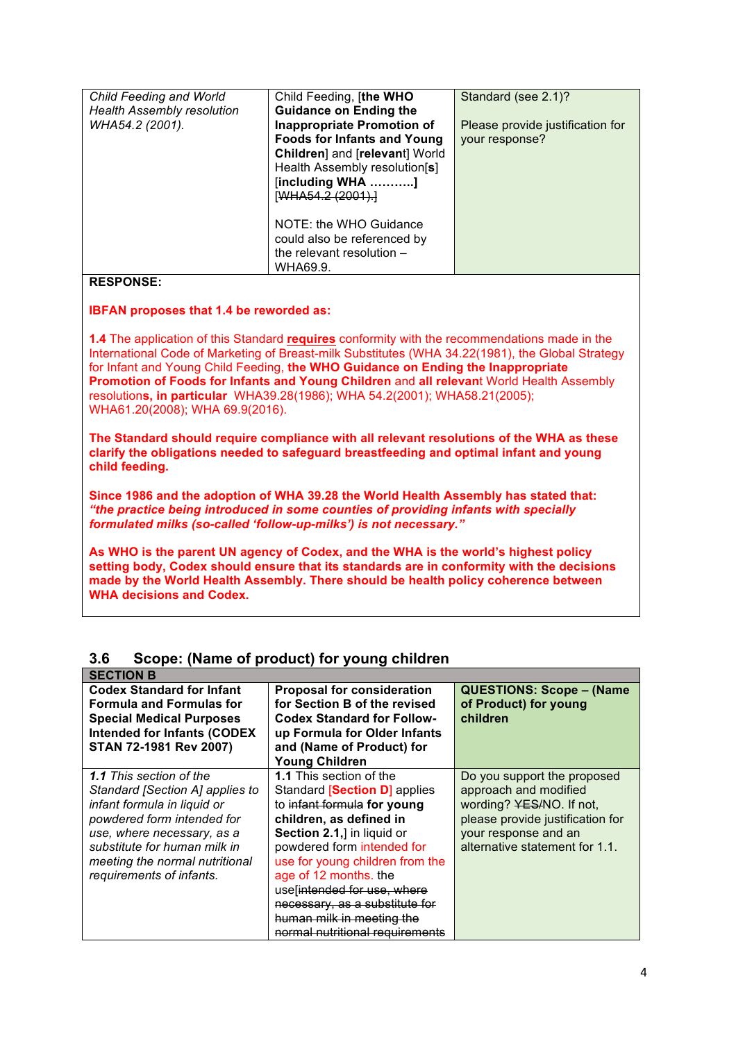| | | |
|---|---|---|
| *Child Feeding and World Health Assembly resolution WHA54.2 (2001).* | Child Feeding, [**the WHO Guidance on Ending the Inappropriate Promotion of Foods for Infants and Young Children**] and [**relevant**] World Health Assembly resolution[**s**] [**including WHA ………..**] [~~WHA54.2 (2001).~~]<br><br>NOTE: the WHO Guidance could also be referenced by the relevant resolution – WHA69.9. | Standard (see 2.1)?<br><br>Please provide justification for your response? |

**RESPONSE:**

**IBFAN proposes that 1.4 be reworded as:**

**1.4** The application of this Standard **requires** conformity with the recommendations made in the International Code of Marketing of Breast-milk Substitutes (WHA 34.22(1981), the Global Strategy for Infant and Young Child Feeding, **the WHO Guidance on Ending the Inappropriate Promotion of Foods for Infants and Young Children** and **all relevan**t World Health Assembly resolution**s, in particular** WHA39.28(1986); WHA 54.2(2001); WHA58.21(2005); WHA61.20(2008); WHA 69.9(2016).

**The Standard should require compliance with all relevant resolutions of the WHA as these clarify the obligations needed to safeguard breastfeeding and optimal infant and young child feeding.**

**Since 1986 and the adoption of WHA 39.28 the World Health Assembly has stated that: *"the practice being introduced in some counties of providing infants with specially formulated milks (so-called 'follow-up-milks') is not necessary."***

**As WHO is the parent UN agency of Codex, and the WHA is the world's highest policy setting body, Codex should ensure that its standards are in conformity with the decisions made by the World Health Assembly. There should be health policy coherence between WHA decisions and Codex.**

## 3.6 Scope: (Name of product) for young children

| **SECTION B** | | |
|---|---|---|
| **Codex Standard for Infant Formula and Formulas for Special Medical Purposes Intended for Infants (CODEX STAN 72-1981 Rev 2007)** | **Proposal for consideration for Section B of the revised Codex Standard for Follow-up Formula for Older Infants and (Name of Product) for Young Children** | **QUESTIONS: Scope – (Name of Product) for young children** |
| ***1.1** This section of the Standard [Section A] applies to infant formula in liquid or powdered form intended for use, where necessary, as a substitute for human milk in meeting the normal nutritional requirements of infants.* | **1.1** This section of the Standard [**Section D**] applies to ~~infant formula~~ **for young children, as defined in Section 2.1,**] in liquid or powdered form intended for use for young children from the age of 12 months. the use[~~intended for use, where necessary, as a substitute for human milk in meeting the normal nutritional requirements~~ | Do you support the proposed approach and modified wording? ~~YES~~/NO. If not, please provide justification for your response and an alternative statement for 1.1. |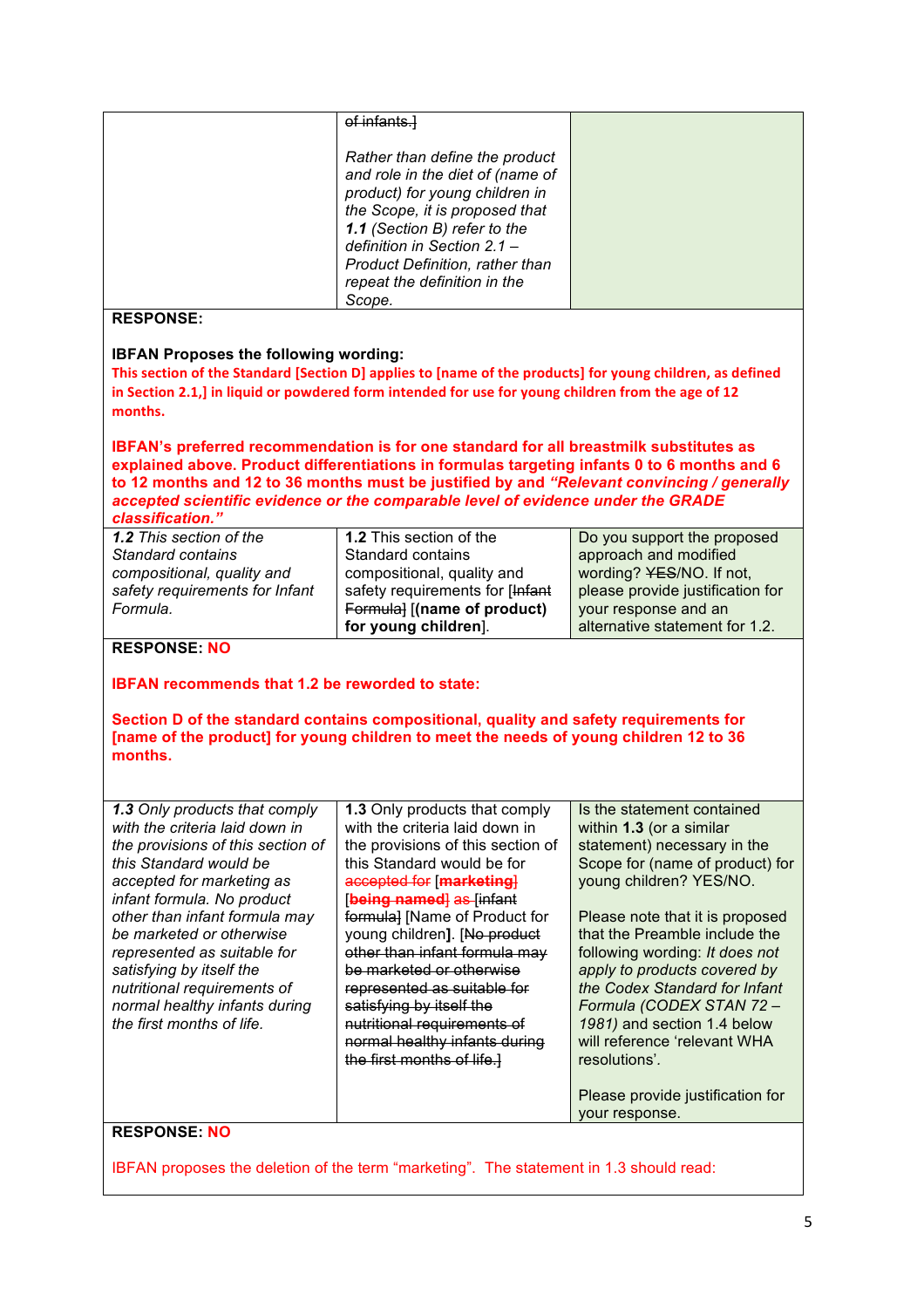| | ~~of infants.]~~<br><br>*Rather than define the product and role in the diet of (name of product) for young children in the Scope, it is proposed that **1.1** (Section B) refer to the definition in Section 2.1 – Product Definition, rather than repeat the definition in the Scope.* | |
|---|---|---|

**RESPONSE:**

**IBFAN Proposes the following wording:**

**This section of the Standard [Section D] applies to [name of the products] for young children, as defined in Section 2.1,] in liquid or powdered form intended for use for young children from the age of 12 months.**

**IBFAN's preferred recommendation is for one standard for all breastmilk substitutes as explained above. Product differentiations in formulas targeting infants 0 to 6 months and 6 to 12 months and 12 to 36 months must be justified by and *"Relevant convincing / generally accepted scientific evidence or the comparable level of evidence under the GRADE classification."***

| *1.2 This section of the Standard contains compositional, quality and safety requirements for Infant Formula.* | **1.2** This section of the Standard contains compositional, quality and safety requirements for [~~Infant Formula~~] [**(name of product) for young children**]. | Do you support the proposed approach and modified wording? ~~YES~~/NO. If not, please provide justification for your response and an alternative statement for 1.2. |
|---|---|---|

**RESPONSE: NO**

**IBFAN recommends that 1.2 be reworded to state:**

**Section D of the standard contains compositional, quality and safety requirements for [name of the product] for young children to meet the needs of young children 12 to 36 months.**

| ***1.3** Only products that comply with the criteria laid down in the provisions of this section of this Standard would be accepted for marketing as infant formula. No product other than infant formula may be marketed or otherwise represented as suitable for satisfying by itself the nutritional requirements of normal healthy infants during the first months of life.* | **1.3** Only products that comply with the criteria laid down in the provisions of this section of this Standard would be for ~~accepted for~~ [**marketing**] [~~**being named**~~] ~~as~~ [~~infant formula~~] [Name of Product for young children**]**. [~~No product other than infant formula may be marketed or otherwise represented as suitable for satisfying by itself the nutritional requirements of normal healthy infants during the first months of life.~~] | Is the statement contained within **1.3** (or a similar statement) necessary in the Scope for (name of product) for young children? YES/NO.<br><br>Please note that it is proposed that the Preamble include the following wording: *It does not apply to products covered by the Codex Standard for Infant Formula (CODEX STAN 72 – 1981)* and section 1.4 below will reference 'relevant WHA resolutions'.<br><br>Please provide justification for your response. |
|---|---|---|

**RESPONSE: NO**

IBFAN proposes the deletion of the term "marketing". The statement in 1.3 should read: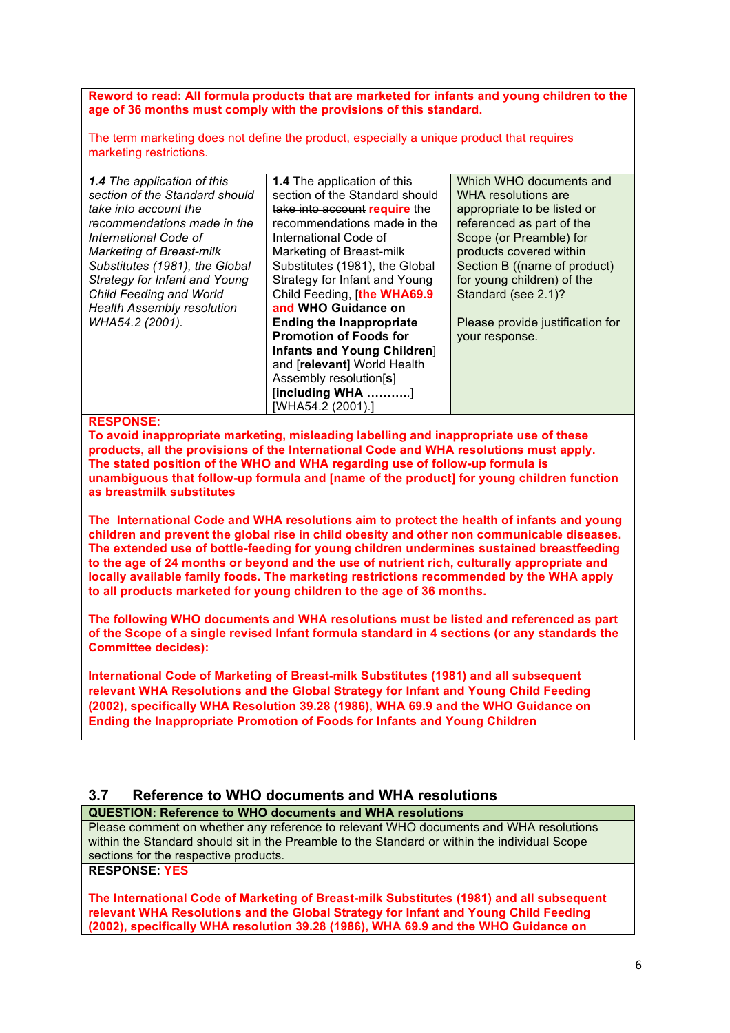**Reword to read: All formula products that are marketed for infants and young children to the age of 36 months must comply with the provisions of this standard.**

The term marketing does not define the product, especially a unique product that requires marketing restrictions.

| | | |
|---|---|---|
| ***1.4*** *The application of this section of the Standard should take into account the recommendations made in the International Code of Marketing of Breast-milk Substitutes (1981), the Global Strategy for Infant and Young Child Feeding and World Health Assembly resolution WHA54.2 (2001).* | **1.4** The application of this section of the Standard should ~~take into account~~ **require** the recommendations made in the International Code of Marketing of Breast-milk Substitutes (1981), the Global Strategy for Infant and Young Child Feeding, [**the WHA69.9 and WHO Guidance on Ending the Inappropriate Promotion of Foods for Infants and Young Children**] and [**relevant**] World Health Assembly resolution[**s**] [**including WHA ………..**] ~~[WHA54.2 (2001).]~~ | Which WHO documents and WHA resolutions are appropriate to be listed or referenced as part of the Scope (or Preamble) for products covered within Section B ((name of product) for young children) of the Standard (see 2.1)?<br><br>Please provide justification for your response. |

**RESPONSE:**

**To avoid inappropriate marketing, misleading labelling and inappropriate use of these products, all the provisions of the International Code and WHA resolutions must apply. The stated position of the WHO and WHA regarding use of follow-up formula is unambiguous that follow-up formula and [name of the product] for young children function as breastmilk substitutes**

**The International Code and WHA resolutions aim to protect the health of infants and young children and prevent the global rise in child obesity and other non communicable diseases. The extended use of bottle-feeding for young children undermines sustained breastfeeding to the age of 24 months or beyond and the use of nutrient rich, culturally appropriate and locally available family foods. The marketing restrictions recommended by the WHA apply to all products marketed for young children to the age of 36 months.**

**The following WHO documents and WHA resolutions must be listed and referenced as part of the Scope of a single revised Infant formula standard in 4 sections (or any standards the Committee decides):**

**International Code of Marketing of Breast-milk Substitutes (1981) and all subsequent relevant WHA Resolutions and the Global Strategy for Infant and Young Child Feeding (2002), specifically WHA Resolution 39.28 (1986), WHA 69.9 and the WHO Guidance on Ending the Inappropriate Promotion of Foods for Infants and Young Children**

## 3.7 Reference to WHO documents and WHA resolutions

**QUESTION: Reference to WHO documents and WHA resolutions**

Please comment on whether any reference to relevant WHO documents and WHA resolutions within the Standard should sit in the Preamble to the Standard or within the individual Scope sections for the respective products.

**RESPONSE: YES**

**The International Code of Marketing of Breast-milk Substitutes (1981) and all subsequent relevant WHA Resolutions and the Global Strategy for Infant and Young Child Feeding (2002), specifically WHA resolution 39.28 (1986), WHA 69.9 and the WHO Guidance on**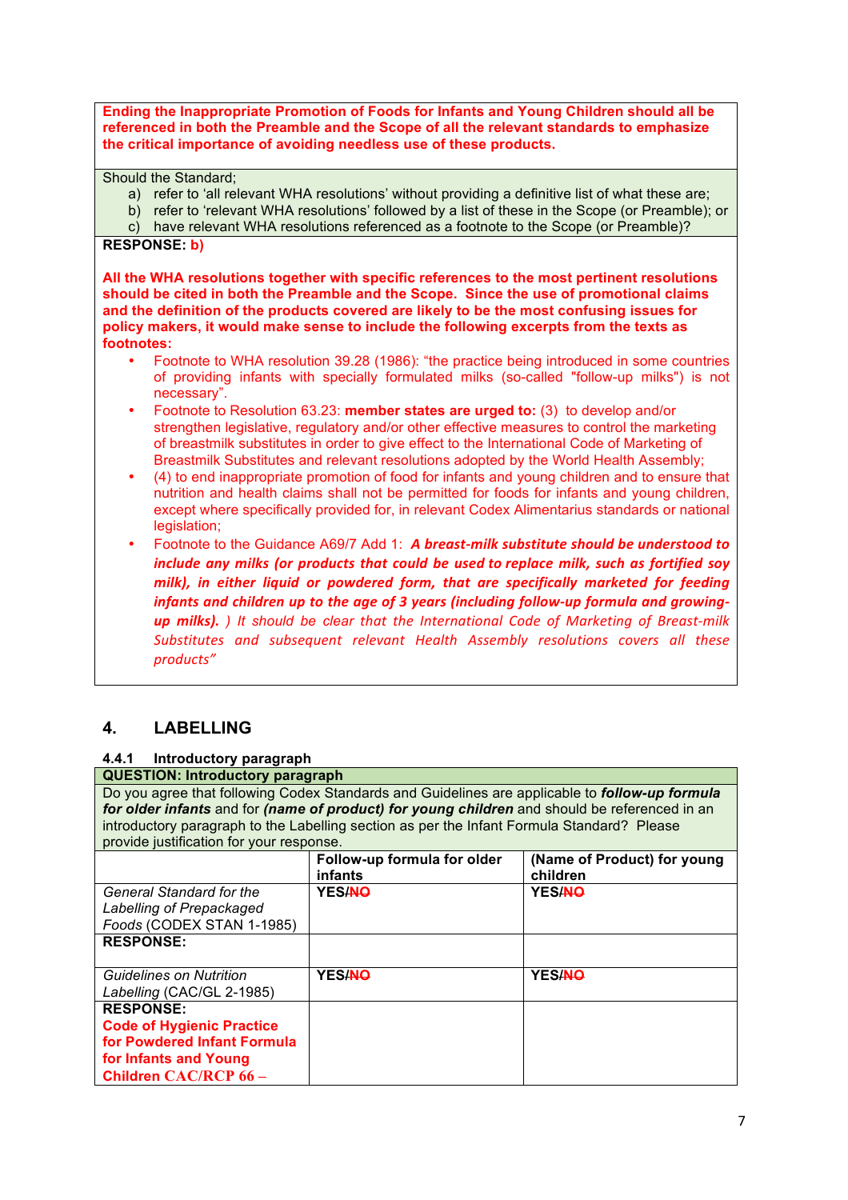**Ending the Inappropriate Promotion of Foods for Infants and Young Children should all be referenced in both the Preamble and the Scope of all the relevant standards to emphasize the critical importance of avoiding needless use of these products.**

Should the Standard;

a) refer to 'all relevant WHA resolutions' without providing a definitive list of what these are;
b) refer to 'relevant WHA resolutions' followed by a list of these in the Scope (or Preamble); or
c) have relevant WHA resolutions referenced as a footnote to the Scope (or Preamble)?

**RESPONSE: b)**

**All the WHA resolutions together with specific references to the most pertinent resolutions should be cited in both the Preamble and the Scope. Since the use of promotional claims and the definition of the products covered are likely to be the most confusing issues for policy makers, it would make sense to include the following excerpts from the texts as footnotes:**

- Footnote to WHA resolution 39.28 (1986): "the practice being introduced in some countries of providing infants with specially formulated milks (so-called "follow-up milks") is not necessary".
- Footnote to Resolution 63.23: **member states are urged to:** (3) to develop and/or strengthen legislative, regulatory and/or other effective measures to control the marketing of breastmilk substitutes in order to give effect to the International Code of Marketing of Breastmilk Substitutes and relevant resolutions adopted by the World Health Assembly;
- (4) to end inappropriate promotion of food for infants and young children and to ensure that nutrition and health claims shall not be permitted for foods for infants and young children, except where specifically provided for, in relevant Codex Alimentarius standards or national legislation;
- Footnote to the Guidance A69/7 Add 1: ***A breast-milk substitute should be understood to include any milks (or products that could be used to replace milk, such as fortified soy milk), in either liquid or powdered form, that are specifically marketed for feeding infants and children up to the age of 3 years (including follow-up formula and growing-up milks).*** *) It should be clear that the International Code of Marketing of Breast-milk Substitutes and subsequent relevant Health Assembly resolutions covers all these products"*

## 4. LABELLING

### 4.4.1 Introductory paragraph

**QUESTION: Introductory paragraph**

Do you agree that following Codex Standards and Guidelines are applicable to ***follow-up formula for older infants*** and for ***(name of product) for young children*** and should be referenced in an introductory paragraph to the Labelling section as per the Infant Formula Standard? Please provide justification for your response.

| | Follow-up formula for older infants | (Name of Product) for young children |
|---|---|---|
| *General Standard for the Labelling of Prepackaged Foods* (CODEX STAN 1-1985) | **YES/~~NO~~** | **YES/~~NO~~** |
| **RESPONSE:** | | |
| *Guidelines on Nutrition Labelling* (CAC/GL 2-1985) | **YES/~~NO~~** | **YES/~~NO~~** |
| **RESPONSE:** **Code of Hygienic Practice for Powdered Infant Formula for Infants and Young Children CAC/RCP 66 –** | | |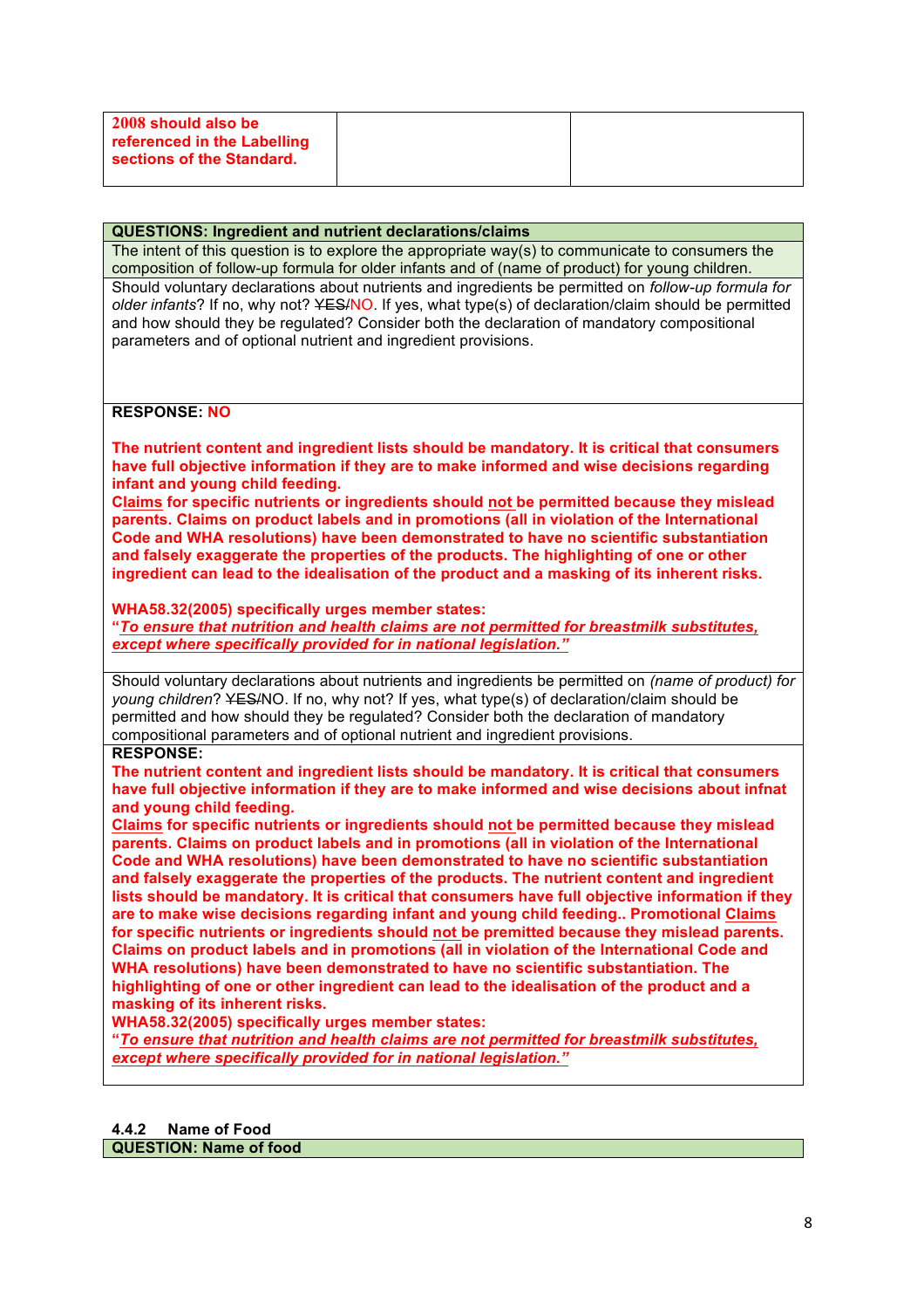| **2008 should also be referenced in the Labelling sections of the Standard.** | | |
|---|---|---|

| **QUESTIONS: Ingredient and nutrient declarations/claims** |
|---|
| The intent of this question is to explore the appropriate way(s) to communicate to consumers the composition of follow-up formula for older infants and of (name of product) for young children. |
| Should voluntary declarations about nutrients and ingredients be permitted on *follow-up formula for older infants*? If no, why not? ~~YES~~/NO. If yes, what type(s) of declaration/claim should be permitted and how should they be regulated? Consider both the declaration of mandatory compositional parameters and of optional nutrient and ingredient provisions. |
| **RESPONSE: NO**<br><br>**The nutrient content and ingredient lists should be mandatory. It is critical that consumers have full objective information if they are to make informed and wise decisions regarding infant and young child feeding.**<br>**<u>Claims</u> for specific nutrients or ingredients should <u>not</u> be permitted because they mislead parents. Claims on product labels and in promotions (all in violation of the International Code and WHA resolutions) have been demonstrated to have no scientific substantiation and falsely exaggerate the properties of the products. The highlighting of one or other ingredient can lead to the idealisation of the product and a masking of its inherent risks.**<br><br>**WHA58.32(2005) specifically urges member states:**<br>**"*<u>To ensure that nutrition and health claims are not permitted for breastmilk substitutes, except where specifically provided for in national legislation."</u>*** |
| Should voluntary declarations about nutrients and ingredients be permitted on *(name of product) for young children*? ~~YES~~/NO. If no, why not? If yes, what type(s) of declaration/claim should be permitted and how should they be regulated? Consider both the declaration of mandatory compositional parameters and of optional nutrient and ingredient provisions. |
| **RESPONSE:**<br>**The nutrient content and ingredient lists should be mandatory. It is critical that consumers have full objective information if they are to make informed and wise decisions about infnat and young child feeding.**<br>**<u>Claims</u> for specific nutrients or ingredients should <u>not</u> be permitted because they mislead parents. Claims on product labels and in promotions (all in violation of the International Code and WHA resolutions) have been demonstrated to have no scientific substantiation and falsely exaggerate the properties of the products. The nutrient content and ingredient lists should be mandatory. It is critical that consumers have full objective information if they are to make wise decisions regarding infant and young child feeding.. Promotional <u>Claims</u> for specific nutrients or ingredients should <u>not</u> be premitted because they mislead parents. Claims on product labels and in promotions (all in violation of the International Code and WHA resolutions) have been demonstrated to have no scientific substantiation. The highlighting of one or other ingredient can lead to the idealisation of the product and a masking of its inherent risks.**<br>**WHA58.32(2005) specifically urges member states:**<br>**"*<u>To ensure that nutrition and health claims are not permitted for breastmilk substitutes, except where specifically provided for in national legislation."</u>*** |

**4.4.2 Name of Food**

| **QUESTION: Name of food** |
|---|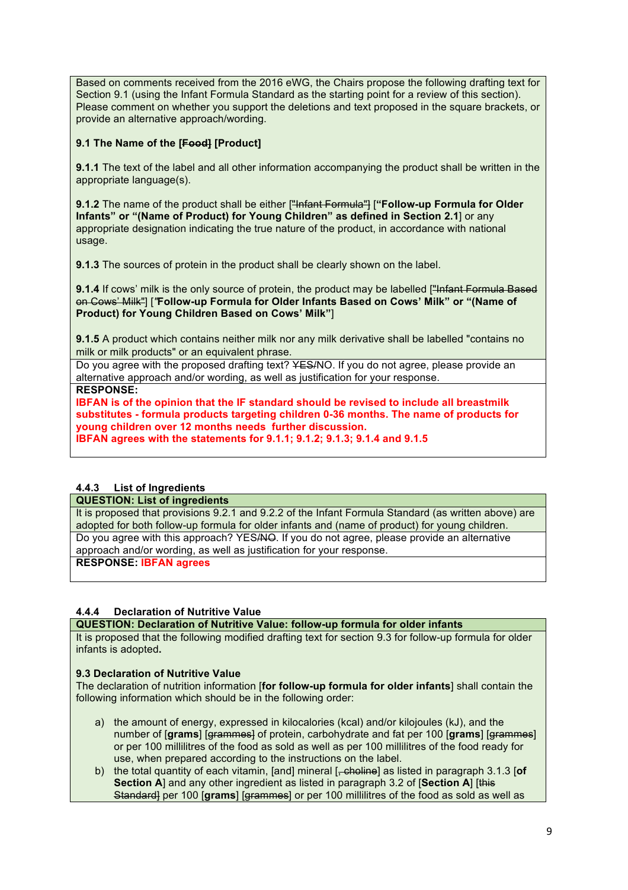Based on comments received from the 2016 eWG, the Chairs propose the following drafting text for Section 9.1 (using the Infant Formula Standard as the starting point for a review of this section). Please comment on whether you support the deletions and text proposed in the square brackets, or provide an alternative approach/wording.

**9.1 The Name of the [~~Food~~] [Product]**

**9.1.1** The text of the label and all other information accompanying the product shall be written in the appropriate language(s).

**9.1.2** The name of the product shall be either [~~"Infant Formula"~~] [**"Follow-up Formula for Older Infants" or "(Name of Product) for Young Children" as defined in Section 2.1**] or any appropriate designation indicating the true nature of the product, in accordance with national usage.

**9.1.3** The sources of protein in the product shall be clearly shown on the label.

**9.1.4** If cows' milk is the only source of protein, the product may be labelled [~~"Infant Formula Based on Cows' Milk"~~] [**"Follow-up Formula for Older Infants Based on Cows' Milk" or "(Name of Product) for Young Children Based on Cows' Milk"**]

**9.1.5** A product which contains neither milk nor any milk derivative shall be labelled "contains no milk or milk products" or an equivalent phrase.

Do you agree with the proposed drafting text? ~~YES~~/NO. If you do not agree, please provide an alternative approach and/or wording, as well as justification for your response.

**RESPONSE:**
**IBFAN is of the opinion that the IF standard should be revised to include all breastmilk substitutes - formula products targeting children 0-36 months. The name of products for young children over 12 months needs further discussion.**
**IBFAN agrees with the statements for 9.1.1; 9.1.2; 9.1.3; 9.1.4 and 9.1.5**

#### 4.4.3 List of Ingredients

**QUESTION: List of ingredients**

It is proposed that provisions 9.2.1 and 9.2.2 of the Infant Formula Standard (as written above) are adopted for both follow-up formula for older infants and (name of product) for young children.

Do you agree with this approach? YES/~~NO~~. If you do not agree, please provide an alternative approach and/or wording, as well as justification for your response.

**RESPONSE: IBFAN agrees**

#### 4.4.4 Declaration of Nutritive Value

**QUESTION: Declaration of Nutritive Value: follow-up formula for older infants**

It is proposed that the following modified drafting text for section 9.3 for follow-up formula for older infants is adopted**.**

**9.3 Declaration of Nutritive Value**

The declaration of nutrition information [**for follow-up formula for older infants**] shall contain the following information which should be in the following order:

a) the amount of energy, expressed in kilocalories (kcal) and/or kilojoules (kJ), and the number of [**grams**] [~~grammes~~] of protein, carbohydrate and fat per 100 [**grams**] [~~grammes~~] or per 100 millilitres of the food as sold as well as per 100 millilitres of the food ready for use, when prepared according to the instructions on the label.
b) the total quantity of each vitamin, [and] mineral [~~, choline~~] as listed in paragraph 3.1.3 [**of Section A**] and any other ingredient as listed in paragraph 3.2 of [**Section A**] [~~this Standard~~] per 100 [**grams**] [~~grammes~~] or per 100 millilitres of the food as sold as well as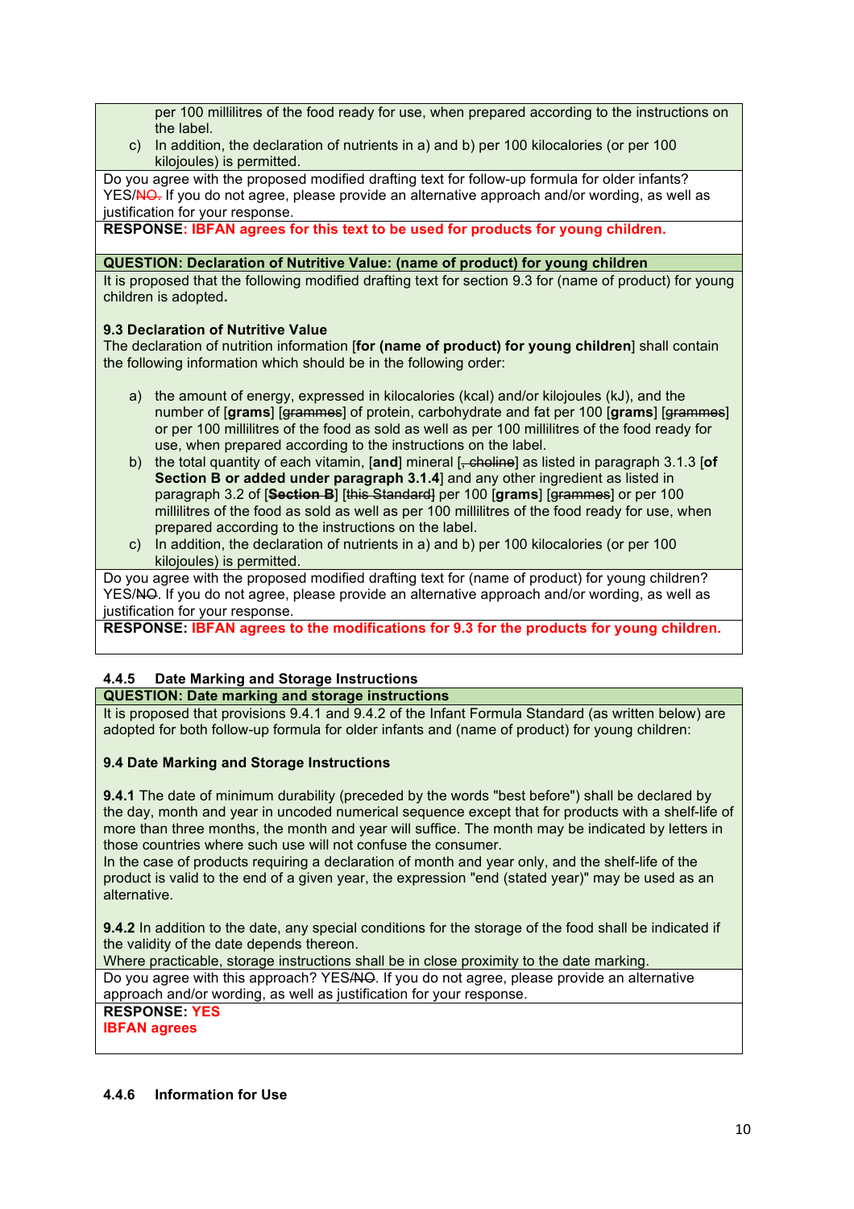per 100 millilitres of the food ready for use, when prepared according to the instructions on the label.

c) In addition, the declaration of nutrients in a) and b) per 100 kilocalories (or per 100 kilojoules) is permitted.

Do you agree with the proposed modified drafting text for follow-up formula for older infants? YES/~~NO.~~ If you do not agree, please provide an alternative approach and/or wording, as well as justification for your response.

**RESPONSE: IBFAN agrees for this text to be used for products for young children.**

**QUESTION: Declaration of Nutritive Value: (name of product) for young children**

It is proposed that the following modified drafting text for section 9.3 for (name of product) for young children is adopted**.**

**9.3 Declaration of Nutritive Value**

The declaration of nutrition information [**for (name of product) for young children**] shall contain the following information which should be in the following order:

a) the amount of energy, expressed in kilocalories (kcal) and/or kilojoules (kJ), and the number of [**grams**] [~~grammes~~] of protein, carbohydrate and fat per 100 [**grams**] [~~grammes~~] or per 100 millilitres of the food as sold as well as per 100 millilitres of the food ready for use, when prepared according to the instructions on the label.

b) the total quantity of each vitamin, [**and**] mineral [~~, choline~~] as listed in paragraph 3.1.3 [**of Section B or added under paragraph 3.1.4**] and any other ingredient as listed in paragraph 3.2 of [~~**Section B**~~] [~~this Standard~~] per 100 [**grams**] [~~grammes~~] or per 100 millilitres of the food as sold as well as per 100 millilitres of the food ready for use, when prepared according to the instructions on the label.

c) In addition, the declaration of nutrients in a) and b) per 100 kilocalories (or per 100 kilojoules) is permitted.

Do you agree with the proposed modified drafting text for (name of product) for young children? YES/~~NO~~. If you do not agree, please provide an alternative approach and/or wording, as well as justification for your response.

**RESPONSE: IBFAN agrees to the modifications for 9.3 for the products for young children.**

### 4.4.5 Date Marking and Storage Instructions

**QUESTION: Date marking and storage instructions**

It is proposed that provisions 9.4.1 and 9.4.2 of the Infant Formula Standard (as written below) are adopted for both follow-up formula for older infants and (name of product) for young children:

**9.4 Date Marking and Storage Instructions**

**9.4.1** The date of minimum durability (preceded by the words "best before") shall be declared by the day, month and year in uncoded numerical sequence except that for products with a shelf-life of more than three months, the month and year will suffice. The month may be indicated by letters in those countries where such use will not confuse the consumer.
In the case of products requiring a declaration of month and year only, and the shelf-life of the product is valid to the end of a given year, the expression "end (stated year)" may be used as an alternative.

**9.4.2** In addition to the date, any special conditions for the storage of the food shall be indicated if the validity of the date depends thereon.
Where practicable, storage instructions shall be in close proximity to the date marking.

Do you agree with this approach? YES/~~NO~~. If you do not agree, please provide an alternative approach and/or wording, as well as justification for your response.

**RESPONSE: YES**
**IBFAN agrees**

### 4.4.6 Information for Use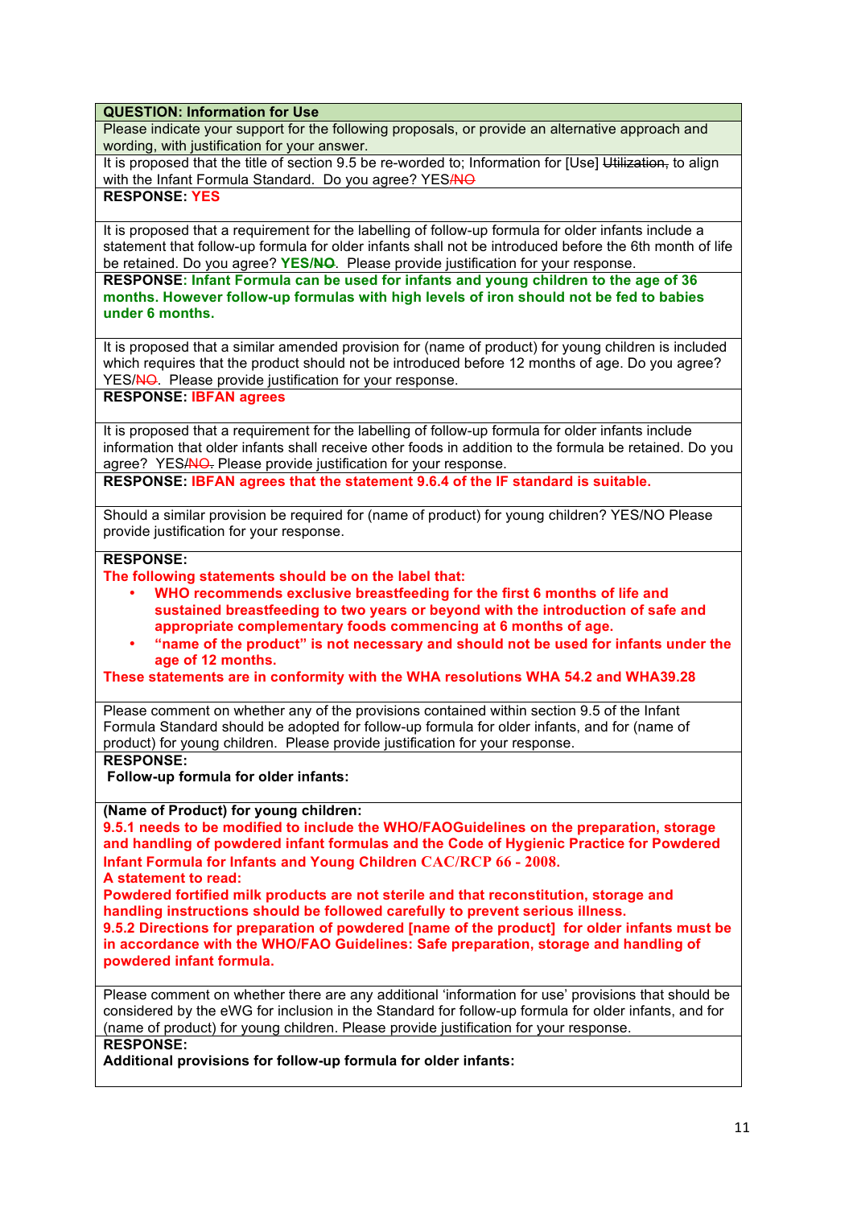**QUESTION: Information for Use**

Please indicate your support for the following proposals, or provide an alternative approach and wording, with justification for your answer.

It is proposed that the title of section 9.5 be re-worded to; Information for [Use] ~~Utilization,~~ to align with the Infant Formula Standard. Do you agree? YES/~~NO~~

**RESPONSE: YES**

It is proposed that a requirement for the labelling of follow-up formula for older infants include a statement that follow-up formula for older infants shall not be introduced before the 6th month of life be retained. Do you agree? **YES/~~NO~~**. Please provide justification for your response.

**RESPONSE: Infant Formula can be used for infants and young children to the age of 36 months. However follow-up formulas with high levels of iron should not be fed to babies under 6 months.**

It is proposed that a similar amended provision for (name of product) for young children is included which requires that the product should not be introduced before 12 months of age. Do you agree? YES/~~NO~~. Please provide justification for your response.

**RESPONSE: IBFAN agrees**

It is proposed that a requirement for the labelling of follow-up formula for older infants include information that older infants shall receive other foods in addition to the formula be retained. Do you agree? YES/~~NO.~~ Please provide justification for your response.

**RESPONSE: IBFAN agrees that the statement 9.6.4 of the IF standard is suitable.**

Should a similar provision be required for (name of product) for young children? YES/NO Please provide justification for your response.

**RESPONSE:**

**The following statements should be on the label that:**

- **WHO recommends exclusive breastfeeding for the first 6 months of life and sustained breastfeeding to two years or beyond with the introduction of safe and appropriate complementary foods commencing at 6 months of age.**
- **"name of the product" is not necessary and should not be used for infants under the age of 12 months.**

**These statements are in conformity with the WHA resolutions WHA 54.2 and WHA39.28**

Please comment on whether any of the provisions contained within section 9.5 of the Infant Formula Standard should be adopted for follow-up formula for older infants, and for (name of product) for young children. Please provide justification for your response.

**RESPONSE:**

**Follow-up formula for older infants:**

**(Name of Product) for young children:**

**9.5.1 needs to be modified to include the WHO/FAOGuidelines on the preparation, storage and handling of powdered infant formulas and the Code of Hygienic Practice for Powdered Infant Formula for Infants and Young Children CAC/RCP 66 - 2008.**

**A statement to read:**

**Powdered fortified milk products are not sterile and that reconstitution, storage and handling instructions should be followed carefully to prevent serious illness.**

**9.5.2 Directions for preparation of powdered [name of the product] for older infants must be in accordance with the WHO/FAO Guidelines: Safe preparation, storage and handling of powdered infant formula.**

Please comment on whether there are any additional 'information for use' provisions that should be considered by the eWG for inclusion in the Standard for follow-up formula for older infants, and for (name of product) for young children. Please provide justification for your response.

**RESPONSE:**

**Additional provisions for follow-up formula for older infants:**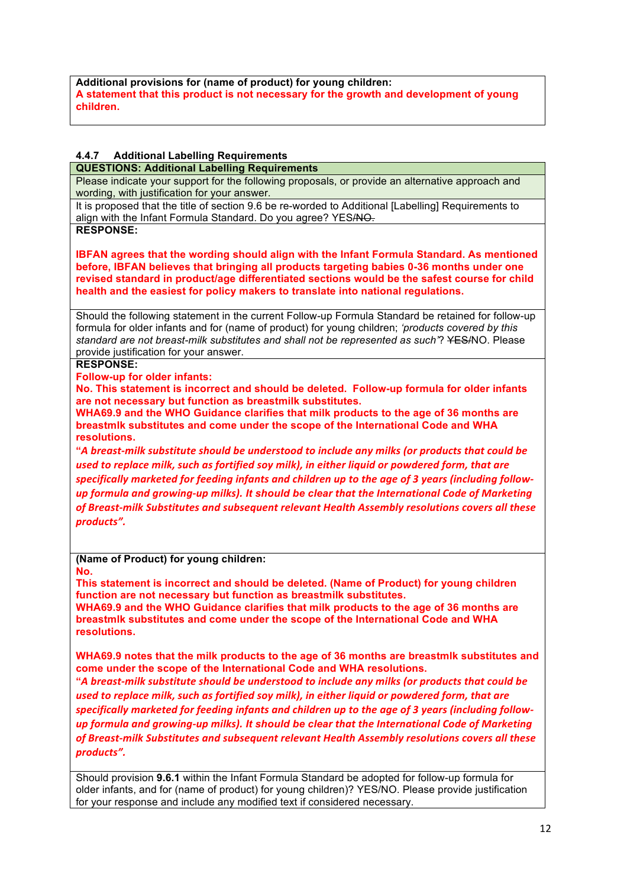**Additional provisions for (name of product) for young children:**
**A statement that this product is not necessary for the growth and development of young children.**

### 4.4.7 Additional Labelling Requirements

**QUESTIONS: Additional Labelling Requirements**

Please indicate your support for the following proposals, or provide an alternative approach and wording, with justification for your answer.

It is proposed that the title of section 9.6 be re-worded to Additional [Labelling] Requirements to align with the Infant Formula Standard. Do you agree? YES/~~NO.~~

**RESPONSE:**

**IBFAN agrees that the wording should align with the Infant Formula Standard. As mentioned before, IBFAN believes that bringing all products targeting babies 0-36 months under one revised standard in product/age differentiated sections would be the safest course for child health and the easiest for policy makers to translate into national regulations.**

Should the following statement in the current Follow-up Formula Standard be retained for follow-up formula for older infants and for (name of product) for young children; *'products covered by this standard are not breast-milk substitutes and shall not be represented as such'*? ~~YES~~/NO. Please provide justification for your answer.

**RESPONSE:**

**Follow-up for older infants:**
**No. This statement is incorrect and should be deleted. Follow-up formula for older infants are not necessary but function as breastmilk substitutes.**
**WHA69.9 and the WHO Guidance clarifies that milk products to the age of 36 months are breastmlk substitutes and come under the scope of the International Code and WHA resolutions.**
***"A breast-milk substitute should be understood to include any milks (or products that could be used to replace milk, such as fortified soy milk), in either liquid or powdered form, that are specifically marketed for feeding infants and children up to the age of 3 years (including follow-up formula and growing-up milks). It should be clear that the International Code of Marketing of Breast-milk Substitutes and subsequent relevant Health Assembly resolutions covers all these products".***

**(Name of Product) for young children:**
**No.**
**This statement is incorrect and should be deleted. (Name of Product) for young children function are not necessary but function as breastmilk substitutes.**
**WHA69.9 and the WHO Guidance clarifies that milk products to the age of 36 months are breastmlk substitutes and come under the scope of the International Code and WHA resolutions.**

**WHA69.9 notes that the milk products to the age of 36 months are breastmlk substitutes and come under the scope of the International Code and WHA resolutions.**
***"A breast-milk substitute should be understood to include any milks (or products that could be used to replace milk, such as fortified soy milk), in either liquid or powdered form, that are specifically marketed for feeding infants and children up to the age of 3 years (including follow-up formula and growing-up milks). It should be clear that the International Code of Marketing of Breast-milk Substitutes and subsequent relevant Health Assembly resolutions covers all these products".***

Should provision **9.6.1** within the Infant Formula Standard be adopted for follow-up formula for older infants, and for (name of product) for young children)? YES/NO. Please provide justification for your response and include any modified text if considered necessary.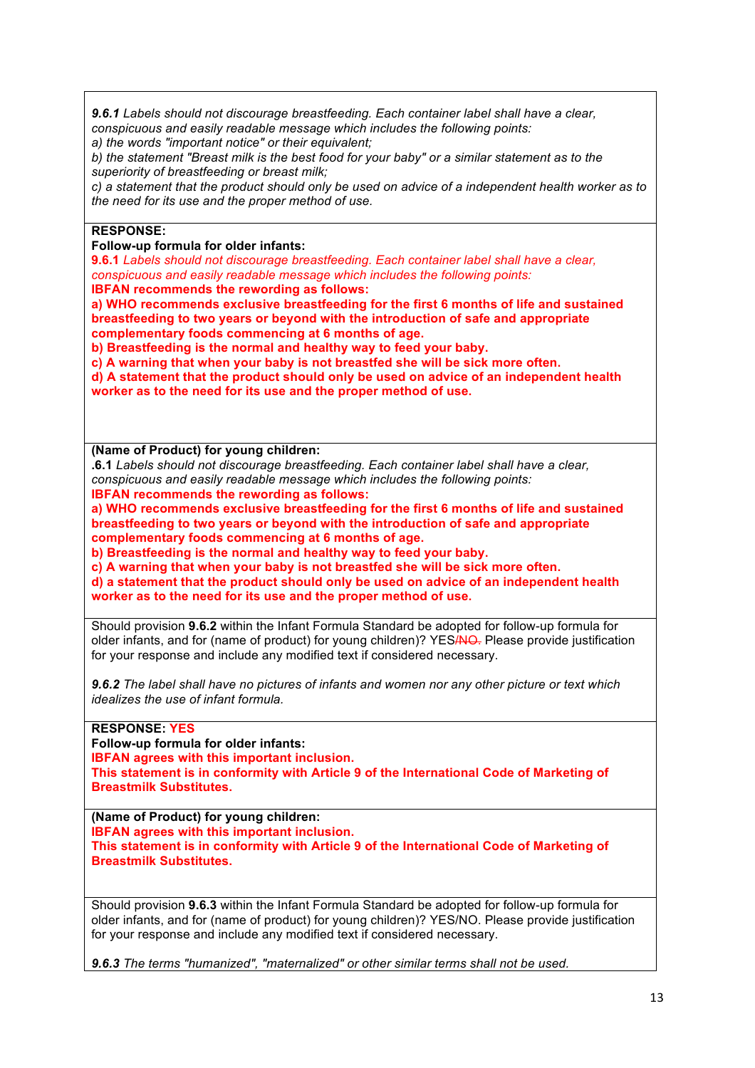***9.6.1*** *Labels should not discourage breastfeeding. Each container label shall have a clear, conspicuous and easily readable message which includes the following points:*
*a) the words "important notice" or their equivalent;*
*b) the statement "Breast milk is the best food for your baby" or a similar statement as to the superiority of breastfeeding or breast milk;*
*c) a statement that the product should only be used on advice of a independent health worker as to the need for its use and the proper method of use.*

**RESPONSE:**

**Follow-up formula for older infants:**

**9.6.1** *Labels should not discourage breastfeeding. Each container label shall have a clear, conspicuous and easily readable message which includes the following points:*

**IBFAN recommends the rewording as follows:**

**a) WHO recommends exclusive breastfeeding for the first 6 months of life and sustained breastfeeding to two years or beyond with the introduction of safe and appropriate complementary foods commencing at 6 months of age.**
**b) Breastfeeding is the normal and healthy way to feed your baby.**
**c) A warning that when your baby is not breastfed she will be sick more often.**
**d) A statement that the product should only be used on advice of an independent health worker as to the need for its use and the proper method of use.**

**(Name of Product) for young children:**

**.6.1** *Labels should not discourage breastfeeding. Each container label shall have a clear, conspicuous and easily readable message which includes the following points:*

**IBFAN recommends the rewording as follows:**

**a) WHO recommends exclusive breastfeeding for the first 6 months of life and sustained breastfeeding to two years or beyond with the introduction of safe and appropriate complementary foods commencing at 6 months of age.**
**b) Breastfeeding is the normal and healthy way to feed your baby.**
**c) A warning that when your baby is not breastfed she will be sick more often.**
**d) a statement that the product should only be used on advice of an independent health worker as to the need for its use and the proper method of use.**

Should provision **9.6.2** within the Infant Formula Standard be adopted for follow-up formula for older infants, and for (name of product) for young children)? YES/~~NO.~~ Please provide justification for your response and include any modified text if considered necessary.

***9.6.2*** *The label shall have no pictures of infants and women nor any other picture or text which idealizes the use of infant formula.*

**RESPONSE: YES**

**Follow-up formula for older infants:**

**IBFAN agrees with this important inclusion.**
**This statement is in conformity with Article 9 of the International Code of Marketing of Breastmilk Substitutes.**

**(Name of Product) for young children:**

**IBFAN agrees with this important inclusion.**
**This statement is in conformity with Article 9 of the International Code of Marketing of Breastmilk Substitutes.**

Should provision **9.6.3** within the Infant Formula Standard be adopted for follow-up formula for older infants, and for (name of product) for young children)? YES/NO. Please provide justification for your response and include any modified text if considered necessary.

***9.6.3*** *The terms "humanized", "maternalized" or other similar terms shall not be used.*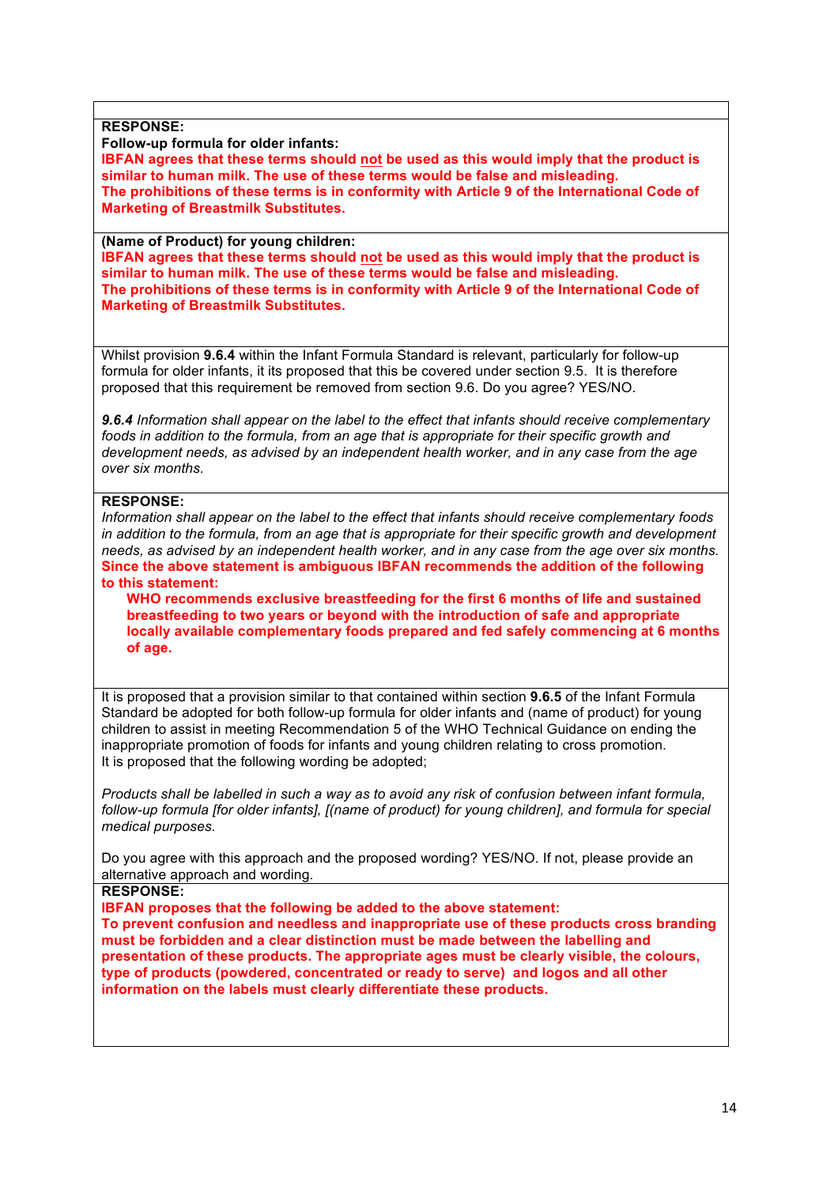**RESPONSE:**

**Follow-up formula for older infants:**

**IBFAN agrees that these terms should not be used as this would imply that the product is similar to human milk. The use of these terms would be false and misleading.**
**The prohibitions of these terms is in conformity with Article 9 of the International Code of Marketing of Breastmilk Substitutes.**

**(Name of Product) for young children:**

**IBFAN agrees that these terms should not be used as this would imply that the product is similar to human milk. The use of these terms would be false and misleading.**
**The prohibitions of these terms is in conformity with Article 9 of the International Code of Marketing of Breastmilk Substitutes.**

Whilst provision **9.6.4** within the Infant Formula Standard is relevant, particularly for follow-up formula for older infants, it its proposed that this be covered under section 9.5. It is therefore proposed that this requirement be removed from section 9.6. Do you agree? YES/NO.

***9.6.4*** *Information shall appear on the label to the effect that infants should receive complementary foods in addition to the formula, from an age that is appropriate for their specific growth and development needs, as advised by an independent health worker, and in any case from the age over six months.*

**RESPONSE:**

*Information shall appear on the label to the effect that infants should receive complementary foods in addition to the formula, from an age that is appropriate for their specific growth and development needs, as advised by an independent health worker, and in any case from the age over six months.*

**Since the above statement is ambiguous IBFAN recommends the addition of the following to this statement:**

> **WHO recommends exclusive breastfeeding for the first 6 months of life and sustained breastfeeding to two years or beyond with the introduction of safe and appropriate locally available complementary foods prepared and fed safely commencing at 6 months of age.**

It is proposed that a provision similar to that contained within section **9.6.5** of the Infant Formula Standard be adopted for both follow-up formula for older infants and (name of product) for young children to assist in meeting Recommendation 5 of the WHO Technical Guidance on ending the inappropriate promotion of foods for infants and young children relating to cross promotion.
It is proposed that the following wording be adopted;

*Products shall be labelled in such a way as to avoid any risk of confusion between infant formula, follow-up formula [for older infants], [(name of product) for young children], and formula for special medical purposes.*

Do you agree with this approach and the proposed wording? YES/NO. If not, please provide an alternative approach and wording.

**RESPONSE:**

**IBFAN proposes that the following be added to the above statement:**
**To prevent confusion and needless and inappropriate use of these products cross branding must be forbidden and a clear distinction must be made between the labelling and presentation of these products. The appropriate ages must be clearly visible, the colours, type of products (powdered, concentrated or ready to serve) and logos and all other information on the labels must clearly differentiate these products.**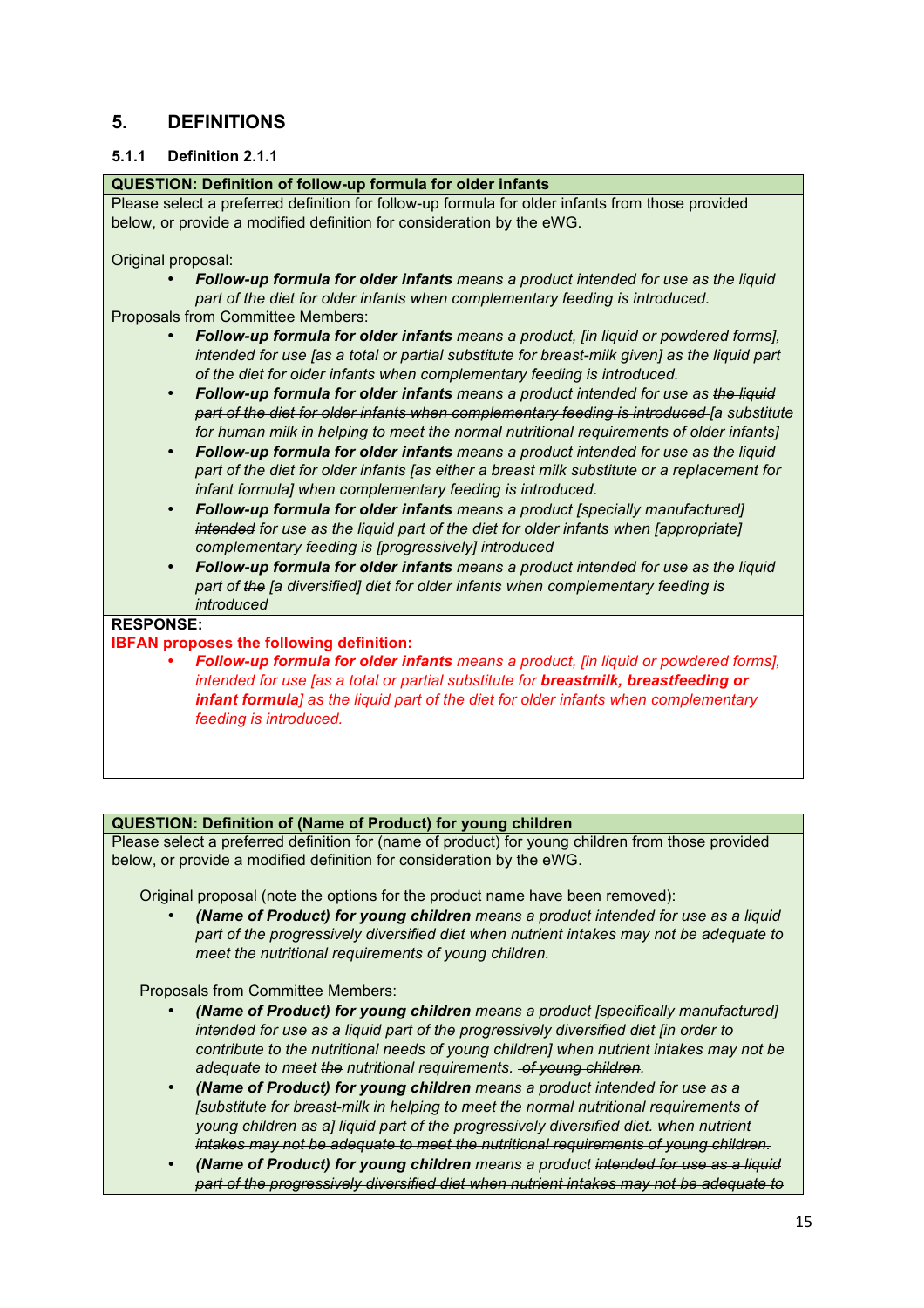## 5. DEFINITIONS

### 5.1.1 Definition 2.1.1

**QUESTION: Definition of follow-up formula for older infants**

Please select a preferred definition for follow-up formula for older infants from those provided below, or provide a modified definition for consideration by the eWG.

Original proposal:

- ***Follow-up formula for older infants*** *means a product intended for use as the liquid part of the diet for older infants when complementary feeding is introduced.*

Proposals from Committee Members:

- ***Follow-up formula for older infants*** *means a product, [in liquid or powdered forms], intended for use [as a total or partial substitute for breast-milk given] as the liquid part of the diet for older infants when complementary feeding is introduced.*
- ***Follow-up formula for older infants*** *means a product intended for use as ~~the liquid part of the diet for older infants when complementary feeding is introduced~~ [a substitute for human milk in helping to meet the normal nutritional requirements of older infants]*
- ***Follow-up formula for older infants*** *means a product intended for use as the liquid part of the diet for older infants [as either a breast milk substitute or a replacement for infant formula] when complementary feeding is introduced.*
- ***Follow-up formula for older infants*** *means a product [specially manufactured] ~~intended~~ for use as the liquid part of the diet for older infants when [appropriate] complementary feeding is [progressively] introduced*
- ***Follow-up formula for older infants*** *means a product intended for use as the liquid part of ~~the~~ [a diversified] diet for older infants when complementary feeding is introduced*

**RESPONSE:**

**IBFAN proposes the following definition:**

- ***Follow-up formula for older infants*** *means a product, [in liquid or powdered forms], intended for use [as a total or partial substitute for* ***breastmilk, breastfeeding or infant formula****] as the liquid part of the diet for older infants when complementary feeding is introduced.*

**QUESTION: Definition of (Name of Product) for young children**

Please select a preferred definition for (name of product) for young children from those provided below, or provide a modified definition for consideration by the eWG.

Original proposal (note the options for the product name have been removed):

- ***(Name of Product) for young children*** *means a product intended for use as a liquid part of the progressively diversified diet when nutrient intakes may not be adequate to meet the nutritional requirements of young children.*

Proposals from Committee Members:

- ***(Name of Product) for young children*** *means a product [specifically manufactured] ~~intended~~ for use as a liquid part of the progressively diversified diet [in order to contribute to the nutritional needs of young children] when nutrient intakes may not be adequate to meet ~~the~~ nutritional requirements. ~~of young children~~.*
- ***(Name of Product) for young children*** *means a product intended for use as a [substitute for breast-milk in helping to meet the normal nutritional requirements of young children as a] liquid part of the progressively diversified diet. ~~when nutrient intakes may not be adequate to meet the nutritional requirements of young children.~~*
- ***(Name of Product) for young children*** *means a product ~~intended for use as a liquid part of the progressively diversified diet when nutrient intakes may not be adequate to~~*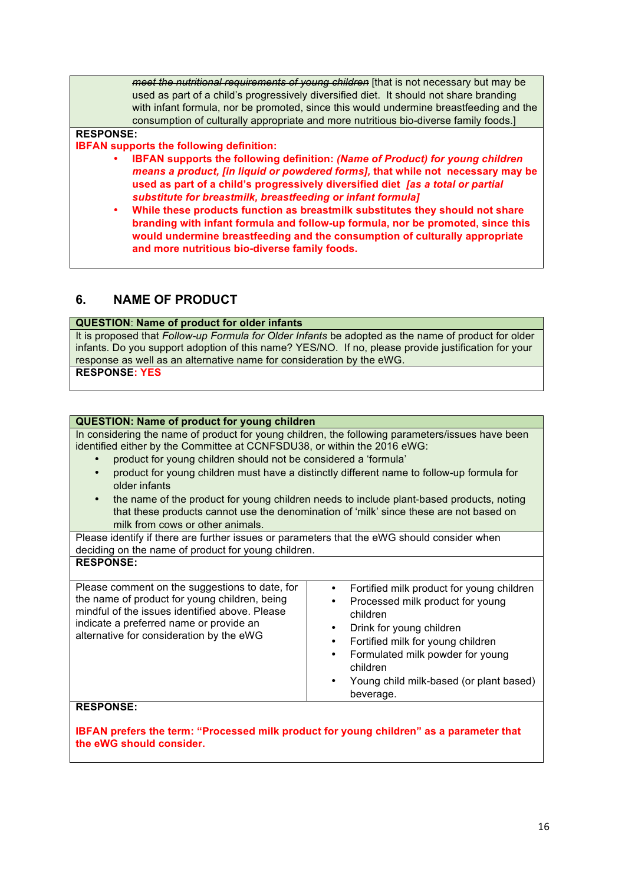| |
|---|
| ~~*meet the nutritional requirements of young children*~~ [that is not necessary but may be used as part of a child's progressively diversified diet. It should not share branding with infant formula, nor be promoted, since this would undermine breastfeeding and the consumption of culturally appropriate and more nutritious bio-diverse family foods.] |
| **RESPONSE:**<br>**IBFAN supports the following definition:**<br>• **IBFAN supports the following definition: *(Name of Product) for young children means a product, [in liquid or powdered forms],* that while not necessary may be used as part of a child's progressively diversified diet *[as a total or partial substitute for breastmilk, breastfeeding or infant formula]***<br>• **While these products function as breastmilk substitutes they should not share branding with infant formula and follow-up formula, nor be promoted, since this would undermine breastfeeding and the consumption of culturally appropriate and more nutritious bio-diverse family foods.** |

## 6. NAME OF PRODUCT

| **QUESTION**: **Name of product for older infants** |
|---|
| It is proposed that *Follow-up Formula for Older Infants* be adopted as the name of product for older infants. Do you support adoption of this name? YES/NO. If no, please provide justification for your response as well as an alternative name for consideration by the eWG. |
| **RESPONSE: YES** |

| **QUESTION: Name of product for young children** | |
|---|---|
| In considering the name of product for young children, the following parameters/issues have been identified either by the Committee at CCNFSDU38, or within the 2016 eWG:<br>• product for young children should not be considered a 'formula'<br>• product for young children must have a distinctly different name to follow-up formula for older infants<br>• the name of the product for young children needs to include plant-based products, noting that these products cannot use the denomination of 'milk' since these are not based on milk from cows or other animals. | |
| Please identify if there are further issues or parameters that the eWG should consider when deciding on the name of product for young children. | |
| **RESPONSE:** | |
| Please comment on the suggestions to date, for the name of product for young children, being mindful of the issues identified above. Please indicate a preferred name or provide an alternative for consideration by the eWG | • Fortified milk product for young children<br>• Processed milk product for young children<br>• Drink for young children<br>• Fortified milk for young children<br>• Formulated milk powder for young children<br>• Young child milk-based (or plant based) beverage. |
| **RESPONSE:**<br><br>**IBFAN prefers the term: "Processed milk product for young children" as a parameter that the eWG should consider.** | |